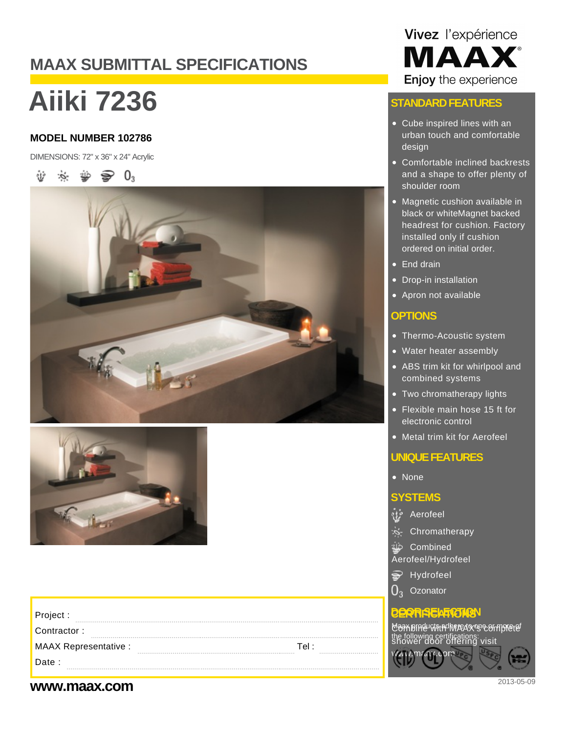# MAAX SUBMITTAL SPECIFICATIONS

# Aiiki 7236

### MODEL NUMBER 102786

DIMENSIONS: 72" x 36" x 24" Acrylic

$0_3$

| | |
|---|---|
| Project : | |
| Contractor : | |
| MAAX Representative : | Tel : |
| Date : | |

**www.maax.com**

Vivez l'expérience MAAX® Enjoy the experience

## STANDARD FEATURES

- Cube inspired lines with an urban touch and comfortable design
- Comfortable inclined backrests and a shape to offer plenty of shoulder room
- Magnetic cushion available in black or whiteMagnet backed headrest for cushion. Factory installed only if cushion ordered on initial order.
- End drain
- Drop-in installation
- Apron not available

## OPTIONS

- Thermo-Acoustic system
- Water heater assembly
- ABS trim kit for whirlpool and combined systems
- Two chromatherapy lights
- Flexible main hose 15 ft for electronic control
- Metal trim kit for Aerofeel

## UNIQUE FEATURES

- None

## SYSTEMS

- Aerofeel
- Chromatherapy
- Combined Aerofeel/Hydrofeel
- Hydrofeel
- $0_3$ Ozonator

## DOOR SELECTION

Combine with MAAX's complete shower door offering visit www.maax.com

## CERTIFICATIONS

Maax products adhere to one or more of the following certifications:

2013-05-09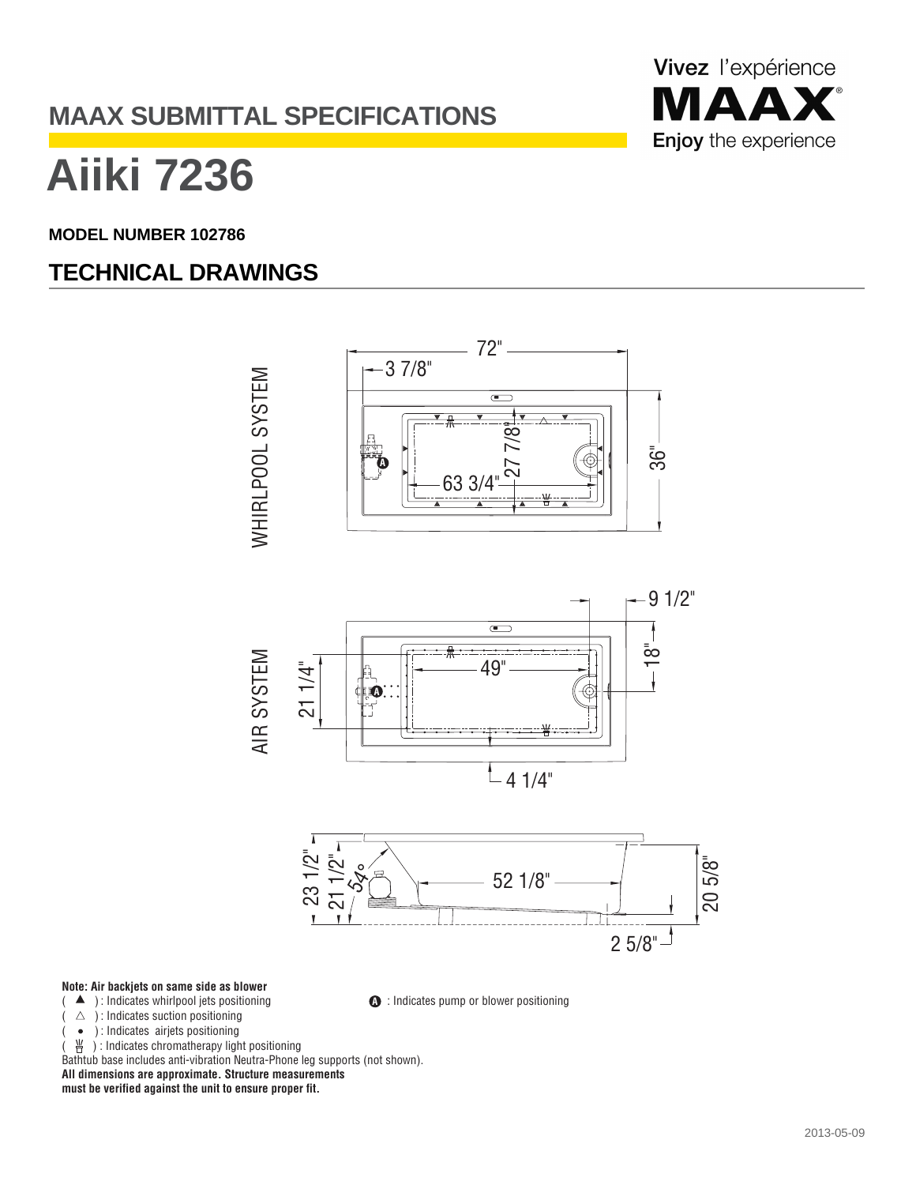# MAAX SUBMITTAL SPECIFICATIONS

Vivez l'expérience
MAAX
Enjoy the experience

# Aiiki 7236

**MODEL NUMBER 102786**

## TECHNICAL DRAWINGS

WHIRLPOOL SYSTEM

72"
3 7/8"
27 7/8"
63 3/4"
36"

AIR SYSTEM

9 1/2"
18"
49"
21 1/4"
4 1/4"

23 1/2"
21 1/2"
54°
52 1/8"
20 5/8"
2 5/8"

**Note: Air backjets on same side as blower**

( ▲ ) : Indicates whirlpool jets positioning

( △ ) : Indicates suction positioning

( • ) : Indicates airjets positioning

( ) : Indicates chromatherapy light positioning

Ⓐ : Indicates pump or blower positioning

Bathtub base includes anti-vibration Neutra-Phone leg supports (not shown).

**All dimensions are approximate. Structure measurements must be verified against the unit to ensure proper fit.**

2013-05-09